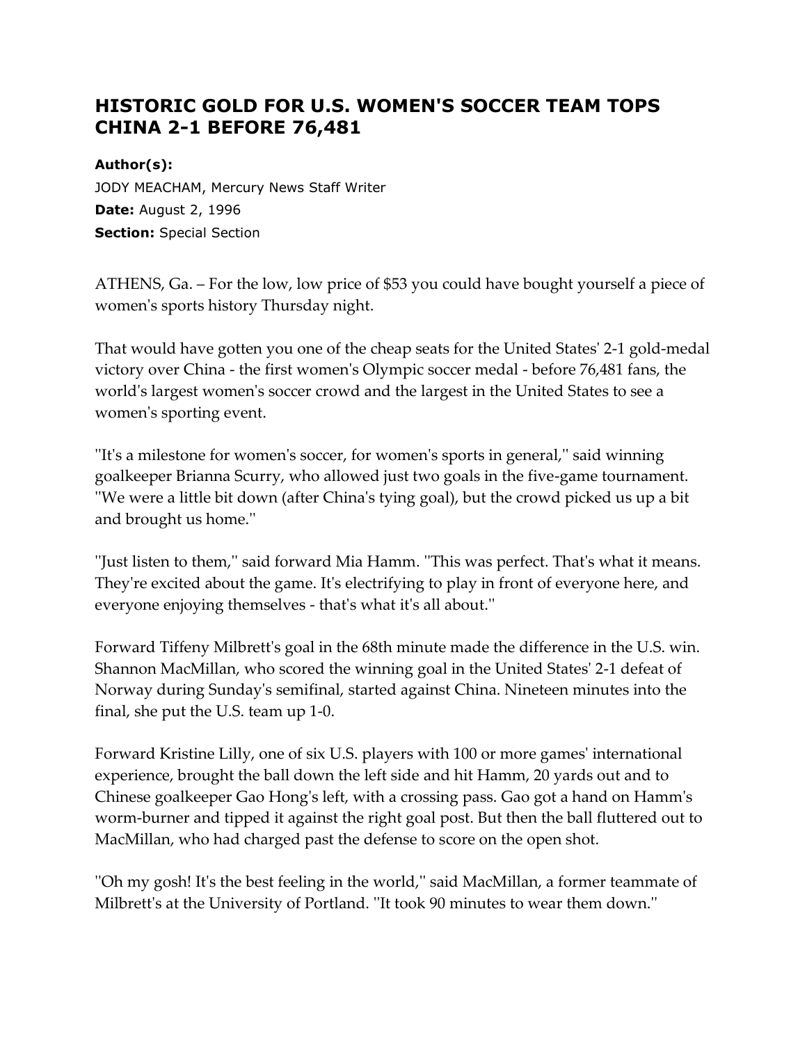# HISTORIC GOLD FOR U.S. WOMEN'S SOCCER TEAM TOPS CHINA 2-1 BEFORE 76,481

**Author(s):**
JODY MEACHAM, Mercury News Staff Writer
**Date:** August 2, 1996
**Section:** Special Section

ATHENS, Ga. – For the low, low price of $53 you could have bought yourself a piece of women's sports history Thursday night.

That would have gotten you one of the cheap seats for the United States' 2-1 gold-medal victory over China - the first women's Olympic soccer medal - before 76,481 fans, the world's largest women's soccer crowd and the largest in the United States to see a women's sporting event.

''It's a milestone for women's soccer, for women's sports in general,'' said winning goalkeeper Brianna Scurry, who allowed just two goals in the five-game tournament. ''We were a little bit down (after China's tying goal), but the crowd picked us up a bit and brought us home.''

''Just listen to them,'' said forward Mia Hamm. ''This was perfect. That's what it means. They're excited about the game. It's electrifying to play in front of everyone here, and everyone enjoying themselves - that's what it's all about.''

Forward Tiffeny Milbrett's goal in the 68th minute made the difference in the U.S. win. Shannon MacMillan, who scored the winning goal in the United States' 2-1 defeat of Norway during Sunday's semifinal, started against China. Nineteen minutes into the final, she put the U.S. team up 1-0.

Forward Kristine Lilly, one of six U.S. players with 100 or more games' international experience, brought the ball down the left side and hit Hamm, 20 yards out and to Chinese goalkeeper Gao Hong's left, with a crossing pass. Gao got a hand on Hamm's worm-burner and tipped it against the right goal post. But then the ball fluttered out to MacMillan, who had charged past the defense to score on the open shot.

''Oh my gosh! It's the best feeling in the world,'' said MacMillan, a former teammate of Milbrett's at the University of Portland. ''It took 90 minutes to wear them down.''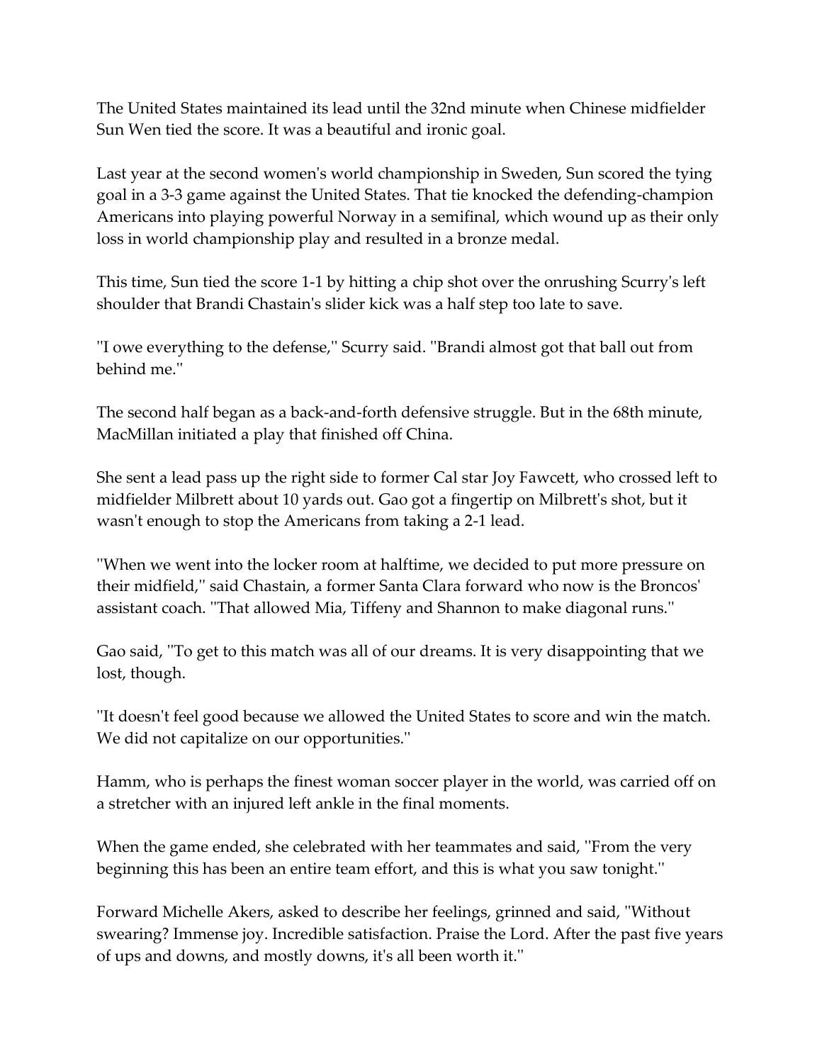The United States maintained its lead until the 32nd minute when Chinese midfielder Sun Wen tied the score. It was a beautiful and ironic goal.

Last year at the second women's world championship in Sweden, Sun scored the tying goal in a 3-3 game against the United States. That tie knocked the defending-champion Americans into playing powerful Norway in a semifinal, which wound up as their only loss in world championship play and resulted in a bronze medal.

This time, Sun tied the score 1-1 by hitting a chip shot over the onrushing Scurry's left shoulder that Brandi Chastain's slider kick was a half step too late to save.

''I owe everything to the defense,'' Scurry said. ''Brandi almost got that ball out from behind me.''

The second half began as a back-and-forth defensive struggle. But in the 68th minute, MacMillan initiated a play that finished off China.

She sent a lead pass up the right side to former Cal star Joy Fawcett, who crossed left to midfielder Milbrett about 10 yards out. Gao got a fingertip on Milbrett's shot, but it wasn't enough to stop the Americans from taking a 2-1 lead.

''When we went into the locker room at halftime, we decided to put more pressure on their midfield,'' said Chastain, a former Santa Clara forward who now is the Broncos' assistant coach. ''That allowed Mia, Tiffeny and Shannon to make diagonal runs.''

Gao said, ''To get to this match was all of our dreams. It is very disappointing that we lost, though.

''It doesn't feel good because we allowed the United States to score and win the match. We did not capitalize on our opportunities.''

Hamm, who is perhaps the finest woman soccer player in the world, was carried off on a stretcher with an injured left ankle in the final moments.

When the game ended, she celebrated with her teammates and said, ''From the very beginning this has been an entire team effort, and this is what you saw tonight.''

Forward Michelle Akers, asked to describe her feelings, grinned and said, ''Without swearing? Immense joy. Incredible satisfaction. Praise the Lord. After the past five years of ups and downs, and mostly downs, it's all been worth it.''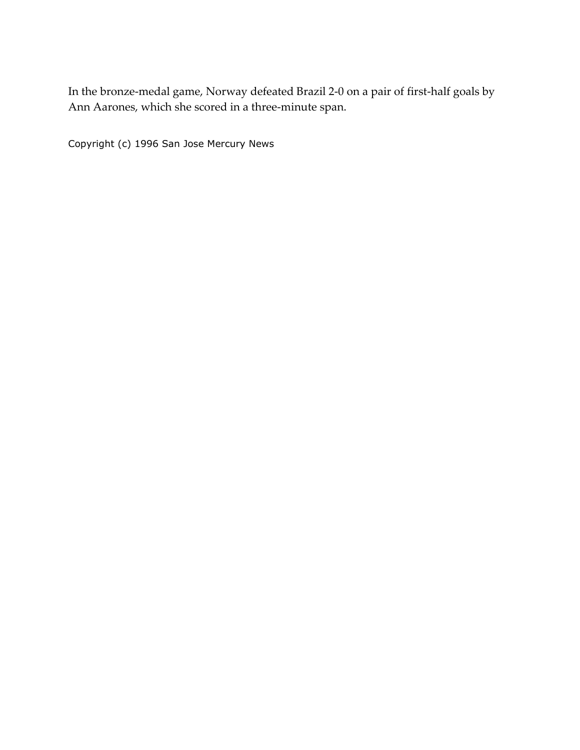In the bronze-medal game, Norway defeated Brazil 2-0 on a pair of first-half goals by Ann Aarones, which she scored in a three-minute span.

Copyright (c) 1996 San Jose Mercury News